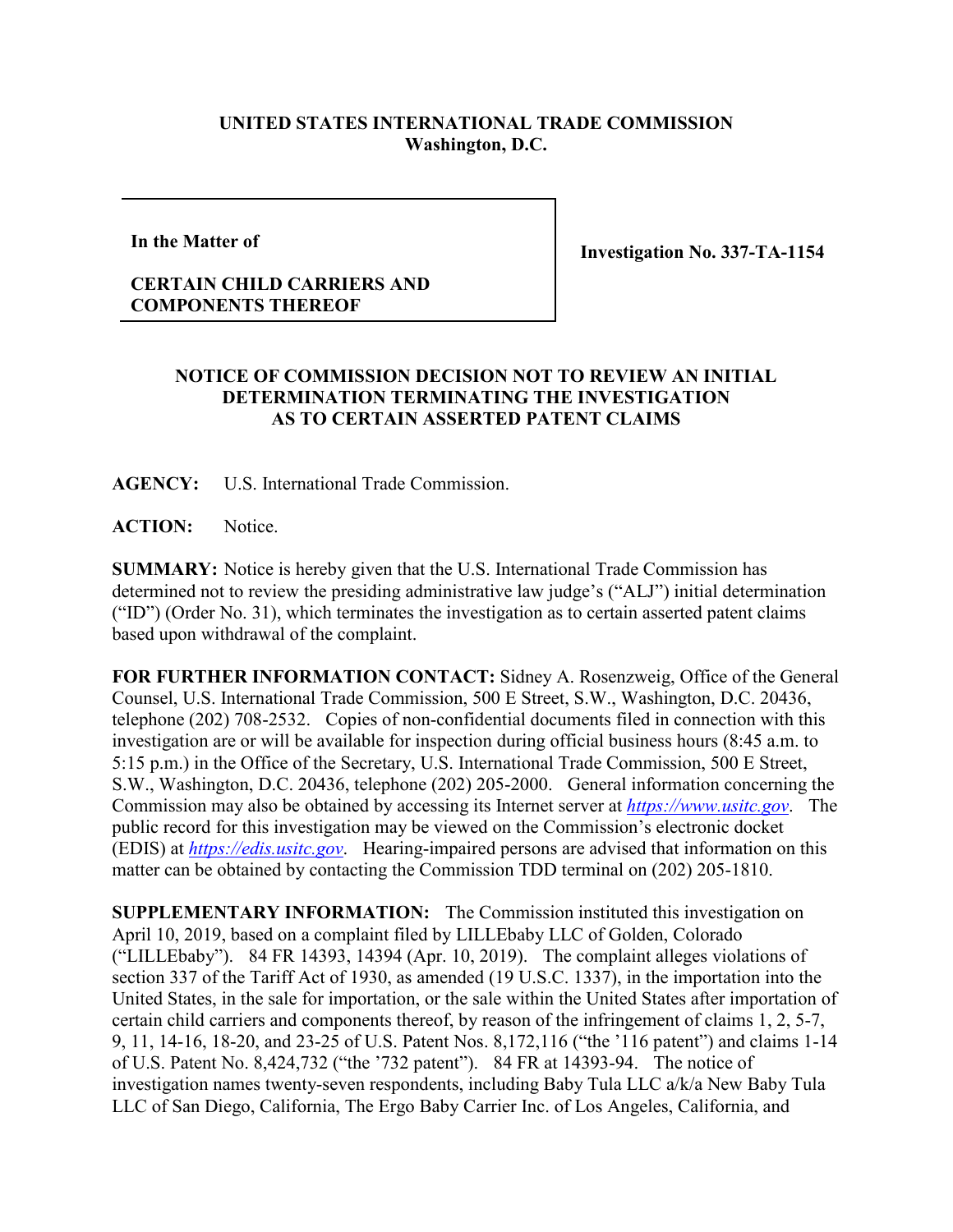**UNITED STATES INTERNATIONAL TRADE COMMISSION**
**Washington, D.C.**

| In the Matter of<br><br>**CERTAIN CHILD CARRIERS AND COMPONENTS THEREOF** | **Investigation No. 337-TA-1154** |
|---|---|

**NOTICE OF COMMISSION DECISION NOT TO REVIEW AN INITIAL DETERMINATION TERMINATING THE INVESTIGATION AS TO CERTAIN ASSERTED PATENT CLAIMS**

**AGENCY:** U.S. International Trade Commission.

**ACTION:** Notice.

**SUMMARY:** Notice is hereby given that the U.S. International Trade Commission has determined not to review the presiding administrative law judge's ("ALJ") initial determination ("ID") (Order No. 31), which terminates the investigation as to certain asserted patent claims based upon withdrawal of the complaint.

**FOR FURTHER INFORMATION CONTACT:** Sidney A. Rosenzweig, Office of the General Counsel, U.S. International Trade Commission, 500 E Street, S.W., Washington, D.C. 20436, telephone (202) 708-2532. Copies of non-confidential documents filed in connection with this investigation are or will be available for inspection during official business hours (8:45 a.m. to 5:15 p.m.) in the Office of the Secretary, U.S. International Trade Commission, 500 E Street, S.W., Washington, D.C. 20436, telephone (202) 205-2000. General information concerning the Commission may also be obtained by accessing its Internet server at *https://www.usitc.gov*. The public record for this investigation may be viewed on the Commission's electronic docket (EDIS) at *https://edis.usitc.gov*. Hearing-impaired persons are advised that information on this matter can be obtained by contacting the Commission TDD terminal on (202) 205-1810.

**SUPPLEMENTARY INFORMATION:** The Commission instituted this investigation on April 10, 2019, based on a complaint filed by LILLEbaby LLC of Golden, Colorado ("LILLEbaby"). 84 FR 14393, 14394 (Apr. 10, 2019). The complaint alleges violations of section 337 of the Tariff Act of 1930, as amended (19 U.S.C. 1337), in the importation into the United States, in the sale for importation, or the sale within the United States after importation of certain child carriers and components thereof, by reason of the infringement of claims 1, 2, 5-7, 9, 11, 14-16, 18-20, and 23-25 of U.S. Patent Nos. 8,172,116 ("the '116 patent") and claims 1-14 of U.S. Patent No. 8,424,732 ("the '732 patent"). 84 FR at 14393-94. The notice of investigation names twenty-seven respondents, including Baby Tula LLC a/k/a New Baby Tula LLC of San Diego, California, The Ergo Baby Carrier Inc. of Los Angeles, California, and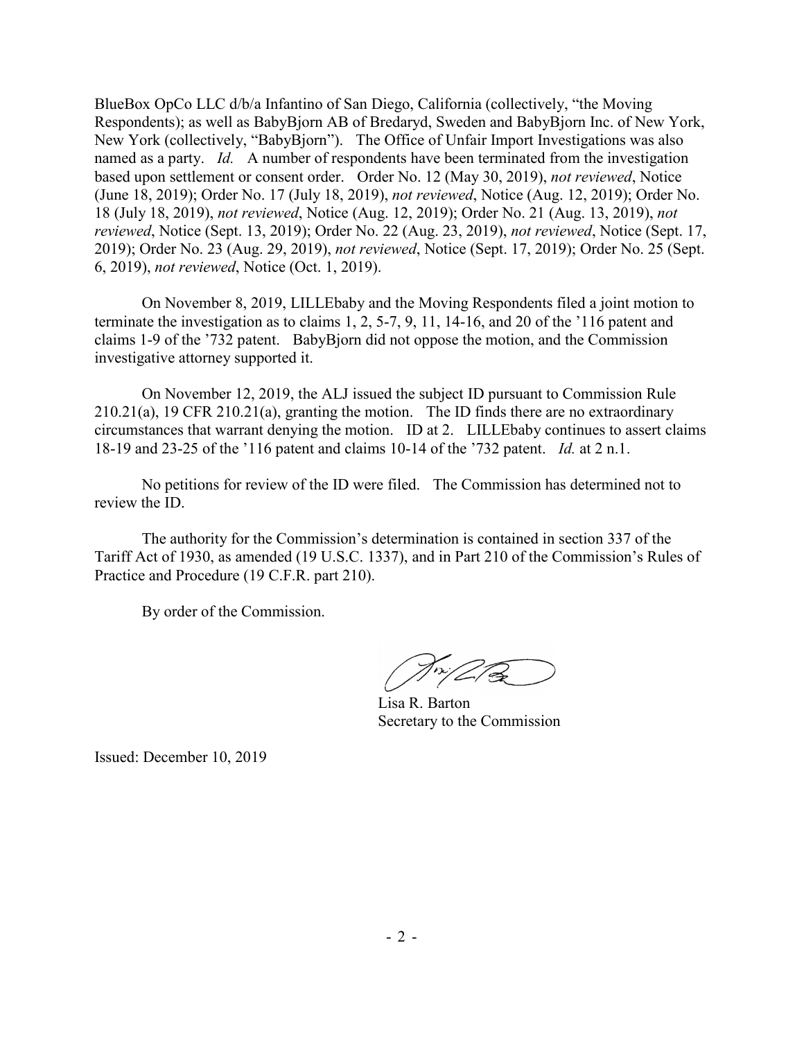BlueBox OpCo LLC d/b/a Infantino of San Diego, California (collectively, "the Moving Respondents); as well as BabyBjorn AB of Bredaryd, Sweden and BabyBjorn Inc. of New York, New York (collectively, "BabyBjorn"). The Office of Unfair Import Investigations was also named as a party. *Id.* A number of respondents have been terminated from the investigation based upon settlement or consent order. Order No. 12 (May 30, 2019), *not reviewed*, Notice (June 18, 2019); Order No. 17 (July 18, 2019), *not reviewed*, Notice (Aug. 12, 2019); Order No. 18 (July 18, 2019), *not reviewed*, Notice (Aug. 12, 2019); Order No. 21 (Aug. 13, 2019), *not reviewed*, Notice (Sept. 13, 2019); Order No. 22 (Aug. 23, 2019), *not reviewed*, Notice (Sept. 17, 2019); Order No. 23 (Aug. 29, 2019), *not reviewed*, Notice (Sept. 17, 2019); Order No. 25 (Sept. 6, 2019), *not reviewed*, Notice (Oct. 1, 2019).

On November 8, 2019, LILLEbaby and the Moving Respondents filed a joint motion to terminate the investigation as to claims 1, 2, 5-7, 9, 11, 14-16, and 20 of the '116 patent and claims 1-9 of the '732 patent. BabyBjorn did not oppose the motion, and the Commission investigative attorney supported it.

On November 12, 2019, the ALJ issued the subject ID pursuant to Commission Rule 210.21(a), 19 CFR 210.21(a), granting the motion. The ID finds there are no extraordinary circumstances that warrant denying the motion. ID at 2. LILLEbaby continues to assert claims 18-19 and 23-25 of the '116 patent and claims 10-14 of the '732 patent. *Id.* at 2 n.1.

No petitions for review of the ID were filed. The Commission has determined not to review the ID.

The authority for the Commission's determination is contained in section 337 of the Tariff Act of 1930, as amended (19 U.S.C. 1337), and in Part 210 of the Commission's Rules of Practice and Procedure (19 C.F.R. part 210).

By order of the Commission.

Lisa R. Barton
Secretary to the Commission

Issued: December 10, 2019